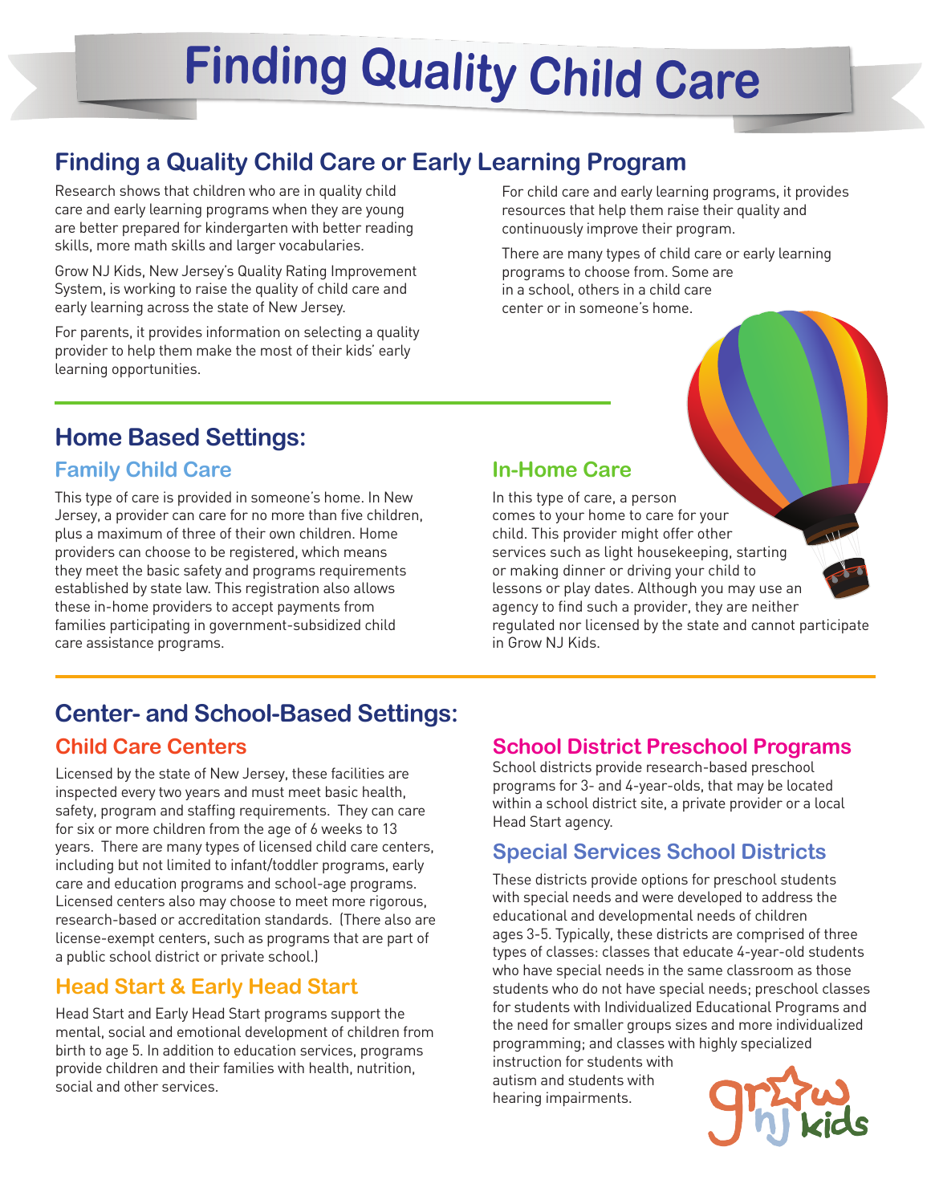# Finding Quality Child Care

## Finding a Quality Child Care or Early Learning Program

Research shows that children who are in quality child care and early learning programs when they are young are better prepared for kindergarten with better reading skills, more math skills and larger vocabularies.

Grow NJ Kids, New Jersey's Quality Rating Improvement System, is working to raise the quality of child care and early learning across the state of New Jersey.

For parents, it provides information on selecting a quality provider to help them make the most of their kids' early learning opportunities.

For child care and early learning programs, it provides resources that help them raise their quality and continuously improve their program.

There are many types of child care or early learning programs to choose from. Some are in a school, others in a child care center or in someone's home.

## Home Based Settings:

### Family Child Care

This type of care is provided in someone's home. In New Jersey, a provider can care for no more than five children, plus a maximum of three of their own children. Home providers can choose to be registered, which means they meet the basic safety and programs requirements established by state law. This registration also allows these in-home providers to accept payments from families participating in government-subsidized child care assistance programs.

### In-Home Care

In this type of care, a person comes to your home to care for your child. This provider might offer other services such as light housekeeping, starting or making dinner or driving your child to lessons or play dates. Although you may use an agency to find such a provider, they are neither regulated nor licensed by the state and cannot participate in Grow NJ Kids.

## Center- and School-Based Settings:

### Child Care Centers

Licensed by the state of New Jersey, these facilities are inspected every two years and must meet basic health, safety, program and staffing requirements. They can care for six or more children from the age of 6 weeks to 13 years. There are many types of licensed child care centers, including but not limited to infant/toddler programs, early care and education programs and school-age programs. Licensed centers also may choose to meet more rigorous, research-based or accreditation standards. (There also are license-exempt centers, such as programs that are part of a public school district or private school.)

### Head Start & Early Head Start

Head Start and Early Head Start programs support the mental, social and emotional development of children from birth to age 5. In addition to education services, programs provide children and their families with health, nutrition, social and other services.

### School District Preschool Programs

School districts provide research-based preschool programs for 3- and 4-year-olds, that may be located within a school district site, a private provider or a local Head Start agency.

### Special Services School Districts

These districts provide options for preschool students with special needs and were developed to address the educational and developmental needs of children ages 3-5. Typically, these districts are comprised of three types of classes: classes that educate 4-year-old students who have special needs in the same classroom as those students who do not have special needs; preschool classes for students with Individualized Educational Programs and the need for smaller groups sizes and more individualized programming; and classes with highly specialized instruction for students with autism and students with hearing impairments.

grow nj kids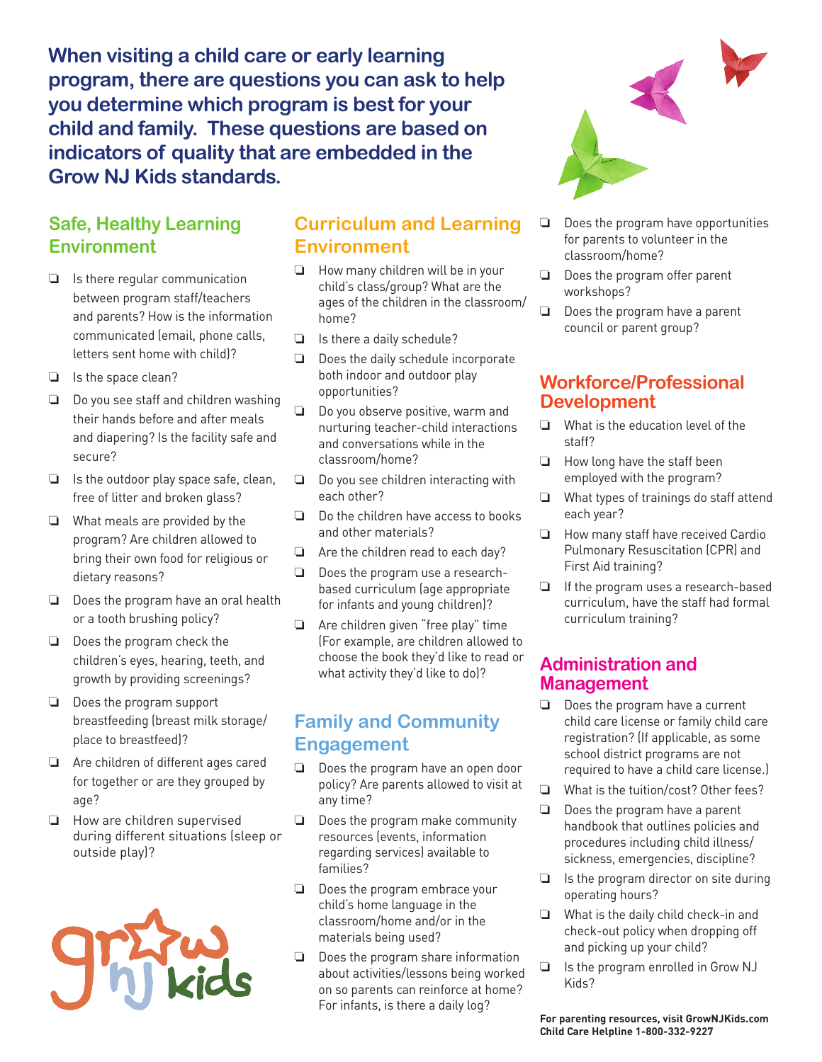**When visiting a child care or early learning program, there are questions you can ask to help you determine which program is best for your child and family. These questions are based on indicators of quality that are embedded in the Grow NJ Kids standards.**

## Safe, Healthy Learning Environment

- ❑ Is there regular communication between program staff/teachers and parents? How is the information communicated (email, phone calls, letters sent home with child)?
- ❑ Is the space clean?
- ❑ Do you see staff and children washing their hands before and after meals and diapering? Is the facility safe and secure?
- ❑ Is the outdoor play space safe, clean, free of litter and broken glass?
- ❑ What meals are provided by the program? Are children allowed to bring their own food for religious or dietary reasons?
- ❑ Does the program have an oral health or a tooth brushing policy?
- ❑ Does the program check the children's eyes, hearing, teeth, and growth by providing screenings?
- ❑ Does the program support breastfeeding (breast milk storage/ place to breastfeed)?
- ❑ Are children of different ages cared for together or are they grouped by age?
- ❑ How are children supervised during different situations (sleep or outside play)?

## Curriculum and Learning Environment

- ❑ How many children will be in your child's class/group? What are the ages of the children in the classroom/ home?
- ❑ Is there a daily schedule?
- ❑ Does the daily schedule incorporate both indoor and outdoor play opportunities?
- ❑ Do you observe positive, warm and nurturing teacher-child interactions and conversations while in the classroom/home?
- ❑ Do you see children interacting with each other?
- ❑ Do the children have access to books and other materials?
- ❑ Are the children read to each day?
- ❑ Does the program use a research-based curriculum (age appropriate for infants and young children)?
- ❑ Are children given "free play" time (For example, are children allowed to choose the book they'd like to read or what activity they'd like to do)?

## Family and Community Engagement

- ❑ Does the program have an open door policy? Are parents allowed to visit at any time?
- ❑ Does the program make community resources (events, information regarding services) available to families?
- ❑ Does the program embrace your child's home language in the classroom/home and/or in the materials being used?
- ❑ Does the program share information about activities/lessons being worked on so parents can reinforce at home? For infants, is there a daily log?
- ❑ Does the program have opportunities for parents to volunteer in the classroom/home?
- ❑ Does the program offer parent workshops?
- ❑ Does the program have a parent council or parent group?

## Workforce/Professional Development

- ❑ What is the education level of the staff?
- ❑ How long have the staff been employed with the program?
- ❑ What types of trainings do staff attend each year?
- ❑ How many staff have received Cardio Pulmonary Resuscitation (CPR) and First Aid training?
- ❑ If the program uses a research-based curriculum, have the staff had formal curriculum training?

## Administration and Management

- ❑ Does the program have a current child care license or family child care registration? (If applicable, as some school district programs are not required to have a child care license.)
- ❑ What is the tuition/cost? Other fees?
- ❑ Does the program have a parent handbook that outlines policies and procedures including child illness/ sickness, emergencies, discipline?
- ❑ Is the program director on site during operating hours?
- ❑ What is the daily child check-in and check-out policy when dropping off and picking up your child?
- ❑ Is the program enrolled in Grow NJ Kids?

grow NJ kids

**For parenting resources, visit GrowNJKids.com**
**Child Care Helpline 1-800-332-9227**